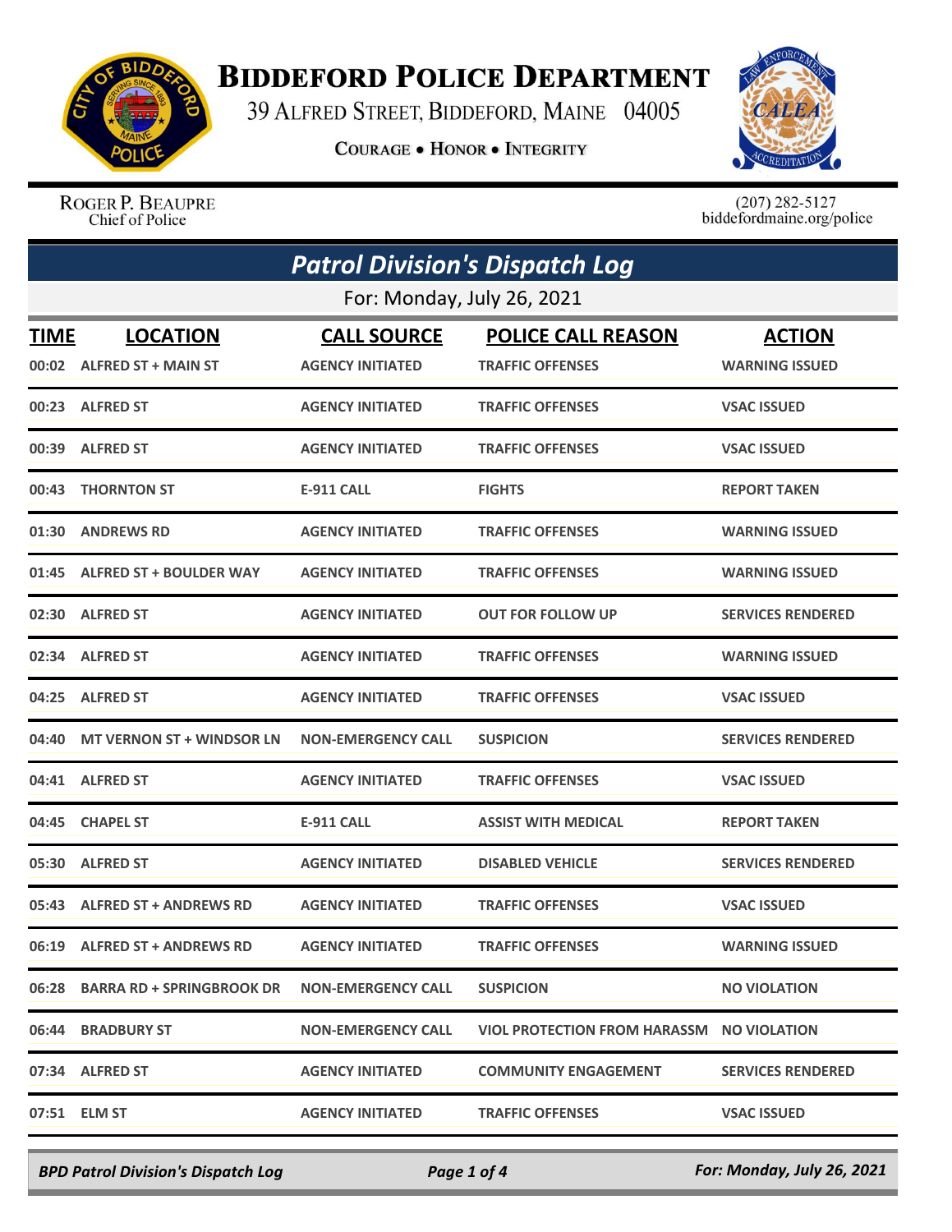# BIDDEFORD POLICE DEPARTMENT

39 ALFRED STREET, BIDDEFORD, MAINE 04005

COURAGE • HONOR • INTEGRITY

ROGER P. BEAUPRE
Chief of Police

(207) 282-5127
biddefordmaine.org/police

## *Patrol Division's Dispatch Log*

For: Monday, July 26, 2021

| TIME | LOCATION | CALL SOURCE | POLICE CALL REASON | ACTION |
|---|---|---|---|---|
| 00:02 | ALFRED ST + MAIN ST | AGENCY INITIATED | TRAFFIC OFFENSES | WARNING ISSUED |
| 00:23 | ALFRED ST | AGENCY INITIATED | TRAFFIC OFFENSES | VSAC ISSUED |
| 00:39 | ALFRED ST | AGENCY INITIATED | TRAFFIC OFFENSES | VSAC ISSUED |
| 00:43 | THORNTON ST | E-911 CALL | FIGHTS | REPORT TAKEN |
| 01:30 | ANDREWS RD | AGENCY INITIATED | TRAFFIC OFFENSES | WARNING ISSUED |
| 01:45 | ALFRED ST + BOULDER WAY | AGENCY INITIATED | TRAFFIC OFFENSES | WARNING ISSUED |
| 02:30 | ALFRED ST | AGENCY INITIATED | OUT FOR FOLLOW UP | SERVICES RENDERED |
| 02:34 | ALFRED ST | AGENCY INITIATED | TRAFFIC OFFENSES | WARNING ISSUED |
| 04:25 | ALFRED ST | AGENCY INITIATED | TRAFFIC OFFENSES | VSAC ISSUED |
| 04:40 | MT VERNON ST + WINDSOR LN | NON-EMERGENCY CALL | SUSPICION | SERVICES RENDERED |
| 04:41 | ALFRED ST | AGENCY INITIATED | TRAFFIC OFFENSES | VSAC ISSUED |
| 04:45 | CHAPEL ST | E-911 CALL | ASSIST WITH MEDICAL | REPORT TAKEN |
| 05:30 | ALFRED ST | AGENCY INITIATED | DISABLED VEHICLE | SERVICES RENDERED |
| 05:43 | ALFRED ST + ANDREWS RD | AGENCY INITIATED | TRAFFIC OFFENSES | VSAC ISSUED |
| 06:19 | ALFRED ST + ANDREWS RD | AGENCY INITIATED | TRAFFIC OFFENSES | WARNING ISSUED |
| 06:28 | BARRA RD + SPRINGBROOK DR | NON-EMERGENCY CALL | SUSPICION | NO VIOLATION |
| 06:44 | BRADBURY ST | NON-EMERGENCY CALL | VIOL PROTECTION FROM HARASSM | NO VIOLATION |
| 07:34 | ALFRED ST | AGENCY INITIATED | COMMUNITY ENGAGEMENT | SERVICES RENDERED |
| 07:51 | ELM ST | AGENCY INITIATED | TRAFFIC OFFENSES | VSAC ISSUED |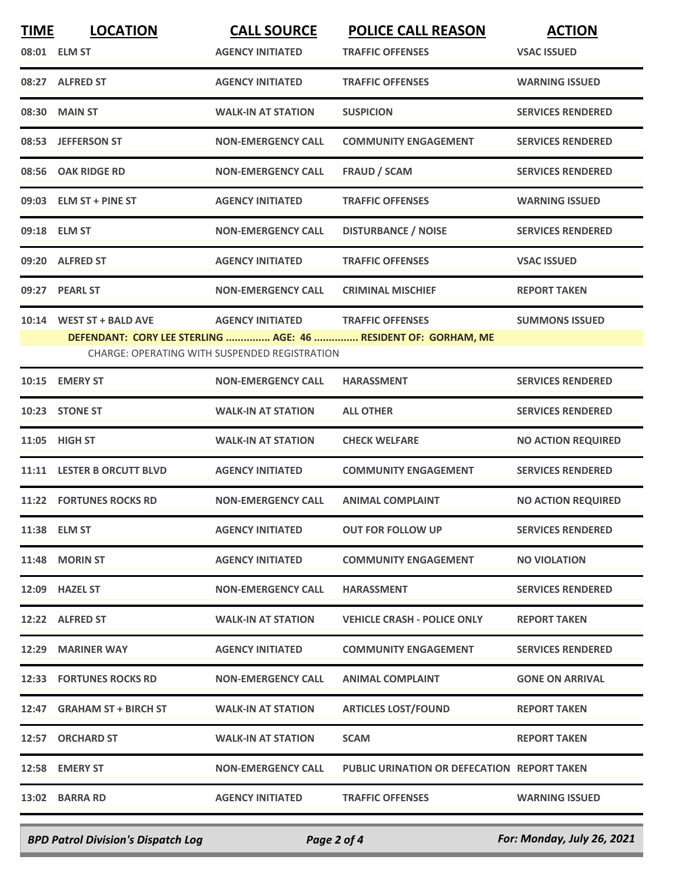| TIME | LOCATION | CALL SOURCE | POLICE CALL REASON | ACTION |
|---|---|---|---|---|
| 08:01 | ELM ST | AGENCY INITIATED | TRAFFIC OFFENSES | VSAC ISSUED |
| 08:27 | ALFRED ST | AGENCY INITIATED | TRAFFIC OFFENSES | WARNING ISSUED |
| 08:30 | MAIN ST | WALK-IN AT STATION | SUSPICION | SERVICES RENDERED |
| 08:53 | JEFFERSON ST | NON-EMERGENCY CALL | COMMUNITY ENGAGEMENT | SERVICES RENDERED |
| 08:56 | OAK RIDGE RD | NON-EMERGENCY CALL | FRAUD / SCAM | SERVICES RENDERED |
| 09:03 | ELM ST + PINE ST | AGENCY INITIATED | TRAFFIC OFFENSES | WARNING ISSUED |
| 09:18 | ELM ST | NON-EMERGENCY CALL | DISTURBANCE / NOISE | SERVICES RENDERED |
| 09:20 | ALFRED ST | AGENCY INITIATED | TRAFFIC OFFENSES | VSAC ISSUED |
| 09:27 | PEARL ST | NON-EMERGENCY CALL | CRIMINAL MISCHIEF | REPORT TAKEN |
| 10:14 | WEST ST + BALD AVE | AGENCY INITIATED | TRAFFIC OFFENSES | SUMMONS ISSUED |
| | DEFENDANT: CORY LEE STERLING ............... AGE: 46 ............... RESIDENT OF: GORHAM, ME | | | |
| | CHARGE: OPERATING WITH SUSPENDED REGISTRATION | | | |
| 10:15 | EMERY ST | NON-EMERGENCY CALL | HARASSMENT | SERVICES RENDERED |
| 10:23 | STONE ST | WALK-IN AT STATION | ALL OTHER | SERVICES RENDERED |
| 11:05 | HIGH ST | WALK-IN AT STATION | CHECK WELFARE | NO ACTION REQUIRED |
| 11:11 | LESTER B ORCUTT BLVD | AGENCY INITIATED | COMMUNITY ENGAGEMENT | SERVICES RENDERED |
| 11:22 | FORTUNES ROCKS RD | NON-EMERGENCY CALL | ANIMAL COMPLAINT | NO ACTION REQUIRED |
| 11:38 | ELM ST | AGENCY INITIATED | OUT FOR FOLLOW UP | SERVICES RENDERED |
| 11:48 | MORIN ST | AGENCY INITIATED | COMMUNITY ENGAGEMENT | NO VIOLATION |
| 12:09 | HAZEL ST | NON-EMERGENCY CALL | HARASSMENT | SERVICES RENDERED |
| 12:22 | ALFRED ST | WALK-IN AT STATION | VEHICLE CRASH - POLICE ONLY | REPORT TAKEN |
| 12:29 | MARINER WAY | AGENCY INITIATED | COMMUNITY ENGAGEMENT | SERVICES RENDERED |
| 12:33 | FORTUNES ROCKS RD | NON-EMERGENCY CALL | ANIMAL COMPLAINT | GONE ON ARRIVAL |
| 12:47 | GRAHAM ST + BIRCH ST | WALK-IN AT STATION | ARTICLES LOST/FOUND | REPORT TAKEN |
| 12:57 | ORCHARD ST | WALK-IN AT STATION | SCAM | REPORT TAKEN |
| 12:58 | EMERY ST | NON-EMERGENCY CALL | PUBLIC URINATION OR DEFECATION | REPORT TAKEN |
| 13:02 | BARRA RD | AGENCY INITIATED | TRAFFIC OFFENSES | WARNING ISSUED |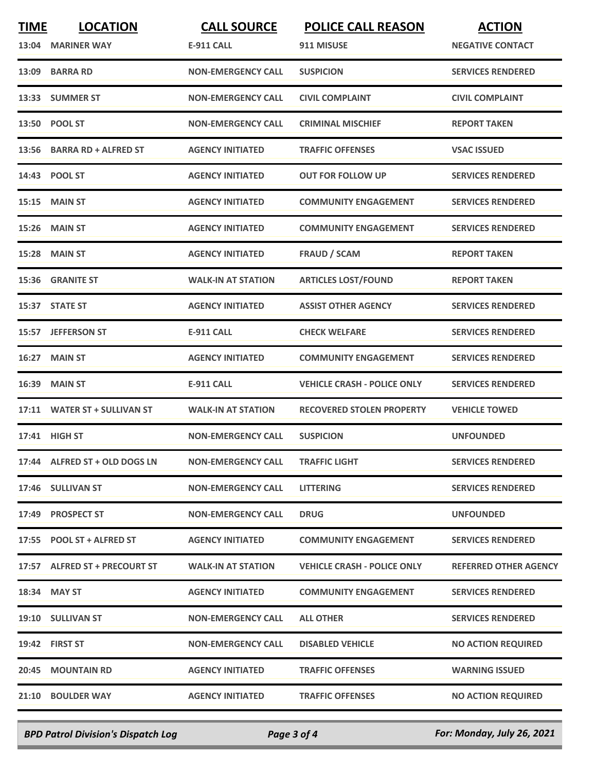| TIME | LOCATION | CALL SOURCE | POLICE CALL REASON | ACTION |
|---|---|---|---|---|
| 13:04 | MARINER WAY | E-911 CALL | 911 MISUSE | NEGATIVE CONTACT |
| 13:09 | BARRA RD | NON-EMERGENCY CALL | SUSPICION | SERVICES RENDERED |
| 13:33 | SUMMER ST | NON-EMERGENCY CALL | CIVIL COMPLAINT | CIVIL COMPLAINT |
| 13:50 | POOL ST | NON-EMERGENCY CALL | CRIMINAL MISCHIEF | REPORT TAKEN |
| 13:56 | BARRA RD + ALFRED ST | AGENCY INITIATED | TRAFFIC OFFENSES | VSAC ISSUED |
| 14:43 | POOL ST | AGENCY INITIATED | OUT FOR FOLLOW UP | SERVICES RENDERED |
| 15:15 | MAIN ST | AGENCY INITIATED | COMMUNITY ENGAGEMENT | SERVICES RENDERED |
| 15:26 | MAIN ST | AGENCY INITIATED | COMMUNITY ENGAGEMENT | SERVICES RENDERED |
| 15:28 | MAIN ST | AGENCY INITIATED | FRAUD / SCAM | REPORT TAKEN |
| 15:36 | GRANITE ST | WALK-IN AT STATION | ARTICLES LOST/FOUND | REPORT TAKEN |
| 15:37 | STATE ST | AGENCY INITIATED | ASSIST OTHER AGENCY | SERVICES RENDERED |
| 15:57 | JEFFERSON ST | E-911 CALL | CHECK WELFARE | SERVICES RENDERED |
| 16:27 | MAIN ST | AGENCY INITIATED | COMMUNITY ENGAGEMENT | SERVICES RENDERED |
| 16:39 | MAIN ST | E-911 CALL | VEHICLE CRASH - POLICE ONLY | SERVICES RENDERED |
| 17:11 | WATER ST + SULLIVAN ST | WALK-IN AT STATION | RECOVERED STOLEN PROPERTY | VEHICLE TOWED |
| 17:41 | HIGH ST | NON-EMERGENCY CALL | SUSPICION | UNFOUNDED |
| 17:44 | ALFRED ST + OLD DOGS LN | NON-EMERGENCY CALL | TRAFFIC LIGHT | SERVICES RENDERED |
| 17:46 | SULLIVAN ST | NON-EMERGENCY CALL | LITTERING | SERVICES RENDERED |
| 17:49 | PROSPECT ST | NON-EMERGENCY CALL | DRUG | UNFOUNDED |
| 17:55 | POOL ST + ALFRED ST | AGENCY INITIATED | COMMUNITY ENGAGEMENT | SERVICES RENDERED |
| 17:57 | ALFRED ST + PRECOURT ST | WALK-IN AT STATION | VEHICLE CRASH - POLICE ONLY | REFERRED OTHER AGENCY |
| 18:34 | MAY ST | AGENCY INITIATED | COMMUNITY ENGAGEMENT | SERVICES RENDERED |
| 19:10 | SULLIVAN ST | NON-EMERGENCY CALL | ALL OTHER | SERVICES RENDERED |
| 19:42 | FIRST ST | NON-EMERGENCY CALL | DISABLED VEHICLE | NO ACTION REQUIRED |
| 20:45 | MOUNTAIN RD | AGENCY INITIATED | TRAFFIC OFFENSES | WARNING ISSUED |
| 21:10 | BOULDER WAY | AGENCY INITIATED | TRAFFIC OFFENSES | NO ACTION REQUIRED |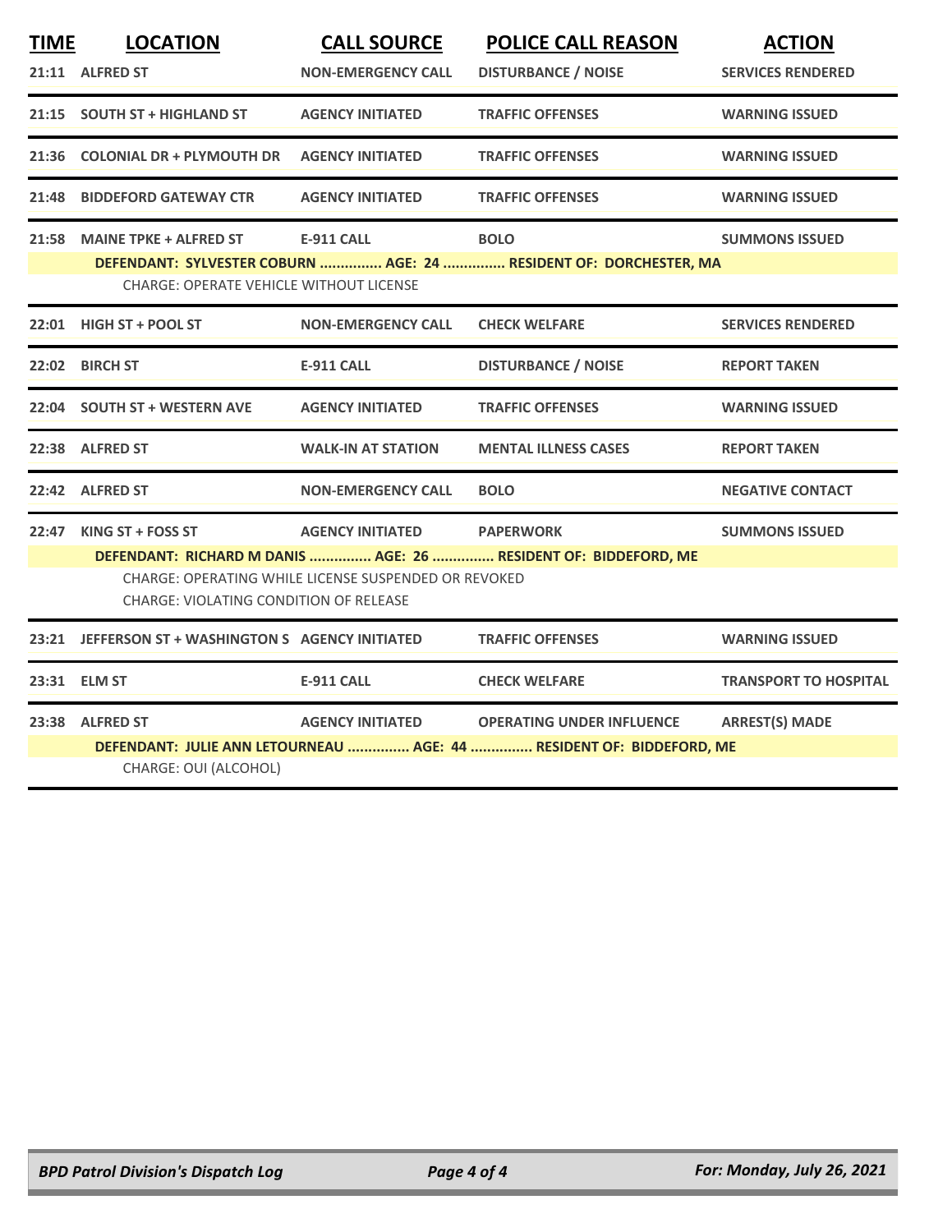| TIME | LOCATION | CALL SOURCE | POLICE CALL REASON | ACTION |
|---|---|---|---|---|
| 21:11 | ALFRED ST | NON-EMERGENCY CALL | DISTURBANCE / NOISE | SERVICES RENDERED |
| 21:15 | SOUTH ST + HIGHLAND ST | AGENCY INITIATED | TRAFFIC OFFENSES | WARNING ISSUED |
| 21:36 | COLONIAL DR + PLYMOUTH DR | AGENCY INITIATED | TRAFFIC OFFENSES | WARNING ISSUED |
| 21:48 | BIDDEFORD GATEWAY CTR | AGENCY INITIATED | TRAFFIC OFFENSES | WARNING ISSUED |
| 21:58 | MAINE TPKE + ALFRED ST | E-911 CALL | BOLO | SUMMONS ISSUED |
| | DEFENDANT: SYLVESTER COBURN ............... AGE: 24 ............... RESIDENT OF: DORCHESTER, MA | | | |
| | CHARGE: OPERATE VEHICLE WITHOUT LICENSE | | | |
| 22:01 | HIGH ST + POOL ST | NON-EMERGENCY CALL | CHECK WELFARE | SERVICES RENDERED |
| 22:02 | BIRCH ST | E-911 CALL | DISTURBANCE / NOISE | REPORT TAKEN |
| 22:04 | SOUTH ST + WESTERN AVE | AGENCY INITIATED | TRAFFIC OFFENSES | WARNING ISSUED |
| 22:38 | ALFRED ST | WALK-IN AT STATION | MENTAL ILLNESS CASES | REPORT TAKEN |
| 22:42 | ALFRED ST | NON-EMERGENCY CALL | BOLO | NEGATIVE CONTACT |
| 22:47 | KING ST + FOSS ST | AGENCY INITIATED | PAPERWORK | SUMMONS ISSUED |
| | DEFENDANT: RICHARD M DANIS ............... AGE: 26 ............... RESIDENT OF: BIDDEFORD, ME | | | |
| | CHARGE: OPERATING WHILE LICENSE SUSPENDED OR REVOKED | | | |
| | CHARGE: VIOLATING CONDITION OF RELEASE | | | |
| 23:21 | JEFFERSON ST + WASHINGTON S | AGENCY INITIATED | TRAFFIC OFFENSES | WARNING ISSUED |
| 23:31 | ELM ST | E-911 CALL | CHECK WELFARE | TRANSPORT TO HOSPITAL |
| 23:38 | ALFRED ST | AGENCY INITIATED | OPERATING UNDER INFLUENCE | ARREST(S) MADE |
| | DEFENDANT: JULIE ANN LETOURNEAU ............... AGE: 44 ............... RESIDENT OF: BIDDEFORD, ME | | | |
| | CHARGE: OUI (ALCOHOL) | | | |